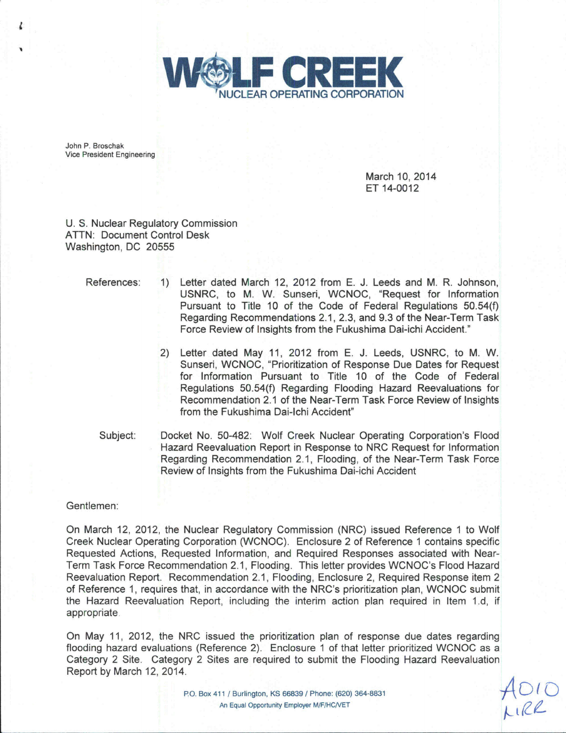# WOLF CREEK

NUCLEAR OPERATING CORPORATION

John P. Broschak
Vice President Engineering

March 10, 2014
ET 14-0012

U. S. Nuclear Regulatory Commission
ATTN: Document Control Desk
Washington, DC 20555

References:

1) Letter dated March 12, 2012 from E. J. Leeds and M. R. Johnson, USNRC, to M. W. Sunseri, WCNOC, "Request for Information Pursuant to Title 10 of the Code of Federal Regulations 50.54(f) Regarding Recommendations 2.1, 2.3, and 9.3 of the Near-Term Task Force Review of Insights from the Fukushima Dai-ichi Accident."

2) Letter dated May 11, 2012 from E. J. Leeds, USNRC, to M. W. Sunseri, WCNOC, "Prioritization of Response Due Dates for Request for Information Pursuant to Title 10 of the Code of Federal Regulations 50.54(f) Regarding Flooding Hazard Reevaluations for Recommendation 2.1 of the Near-Term Task Force Review of Insights from the Fukushima Dai-Ichi Accident"

Subject: Docket No. 50-482: Wolf Creek Nuclear Operating Corporation's Flood Hazard Reevaluation Report in Response to NRC Request for Information Regarding Recommendation 2.1, Flooding, of the Near-Term Task Force Review of Insights from the Fukushima Dai-ichi Accident

Gentlemen:

On March 12, 2012, the Nuclear Regulatory Commission (NRC) issued Reference 1 to Wolf Creek Nuclear Operating Corporation (WCNOC). Enclosure 2 of Reference 1 contains specific Requested Actions, Requested Information, and Required Responses associated with Near-Term Task Force Recommendation 2.1, Flooding. This letter provides WCNOC's Flood Hazard Reevaluation Report. Recommendation 2.1, Flooding, Enclosure 2, Required Response item 2 of Reference 1, requires that, in accordance with the NRC's prioritization plan, WCNOC submit the Hazard Reevaluation Report, including the interim action plan required in Item 1.d, if appropriate.

On May 11, 2012, the NRC issued the prioritization plan of response due dates regarding flooding hazard evaluations (Reference 2). Enclosure 1 of that letter prioritized WCNOC as a Category 2 Site. Category 2 Sites are required to submit the Flooding Hazard Reevaluation Report by March 12, 2014.

P.O. Box 411 / Burlington, KS 66839 / Phone: (620) 364-8831
An Equal Opportunity Employer M/F/HC/VET

A010
NRR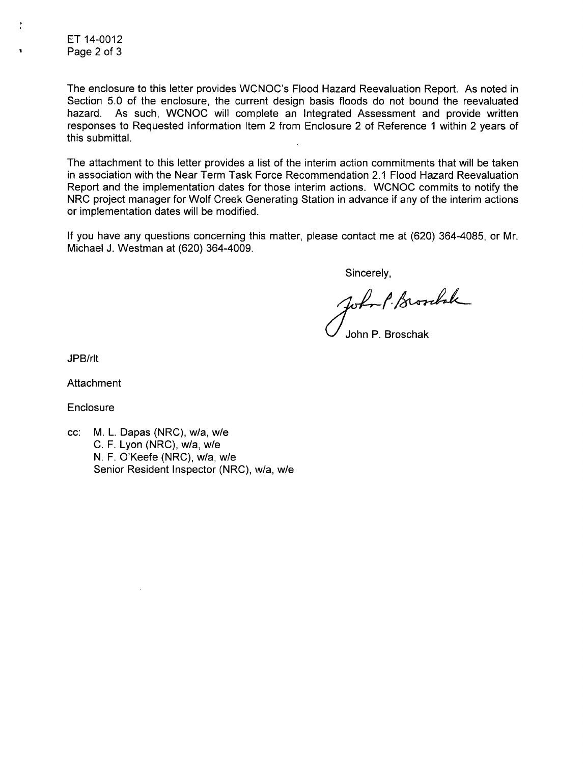The enclosure to this letter provides WCNOC's Flood Hazard Reevaluation Report. As noted in Section 5.0 of the enclosure, the current design basis floods do not bound the reevaluated hazard. As such, WCNOC will complete an Integrated Assessment and provide written responses to Requested Information Item 2 from Enclosure 2 of Reference 1 within 2 years of this submittal.

The attachment to this letter provides a list of the interim action commitments that will be taken in association with the Near Term Task Force Recommendation 2.1 Flood Hazard Reevaluation Report and the implementation dates for those interim actions. WCNOC commits to notify the NRC project manager for Wolf Creek Generating Station in advance if any of the interim actions or implementation dates will be modified.

If you have any questions concerning this matter, please contact me at (620) 364-4085, or Mr. Michael J. Westman at (620) 364-4009.

Sincerely,

John P. Broschak

JPB/rlt

Attachment

Enclosure

cc: M. L. Dapas (NRC), w/a, w/e
C. F. Lyon (NRC), w/a, w/e
N. F. O'Keefe (NRC), w/a, w/e
Senior Resident Inspector (NRC), w/a, w/e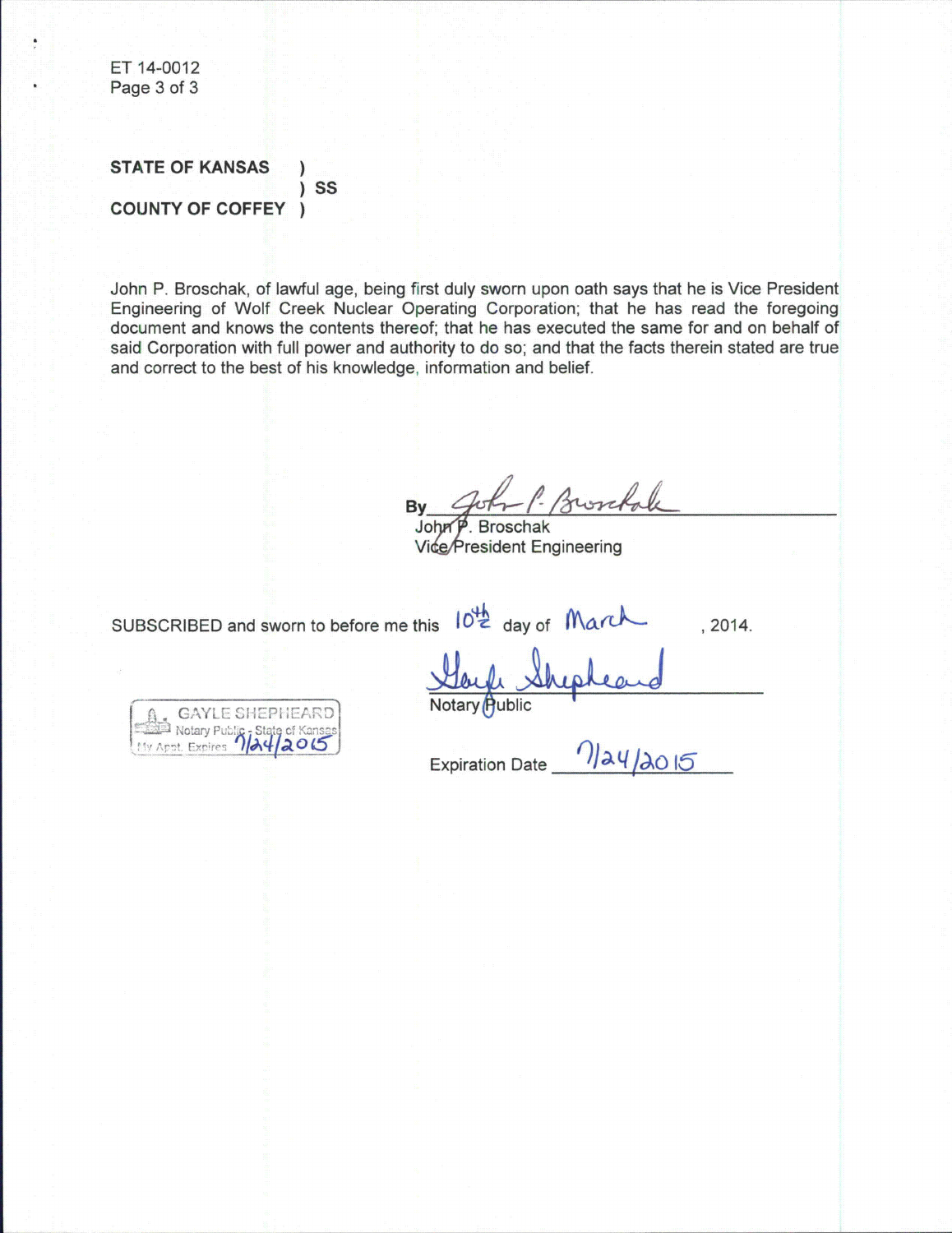ET 14-0012

STATE OF KANSAS )
) SS
COUNTY OF COFFEY )

John P. Broschak, of lawful age, being first duly sworn upon oath says that he is Vice President Engineering of Wolf Creek Nuclear Operating Corporation; that he has read the foregoing document and knows the contents thereof; that he has executed the same for and on behalf of said Corporation with full power and authority to do so; and that the facts therein stated are true and correct to the best of his knowledge, information and belief.

By John P. Broschak
John P. Broschak
Vice President Engineering

SUBSCRIBED and sworn to before me this 10th day of March, 2014.

Gayle Shepheard
Notary Public

GAYLE SHEPHEARD
Notary Public - State of Kansas
My Appt. Expires 7/24/2015

Expiration Date 7/24/2015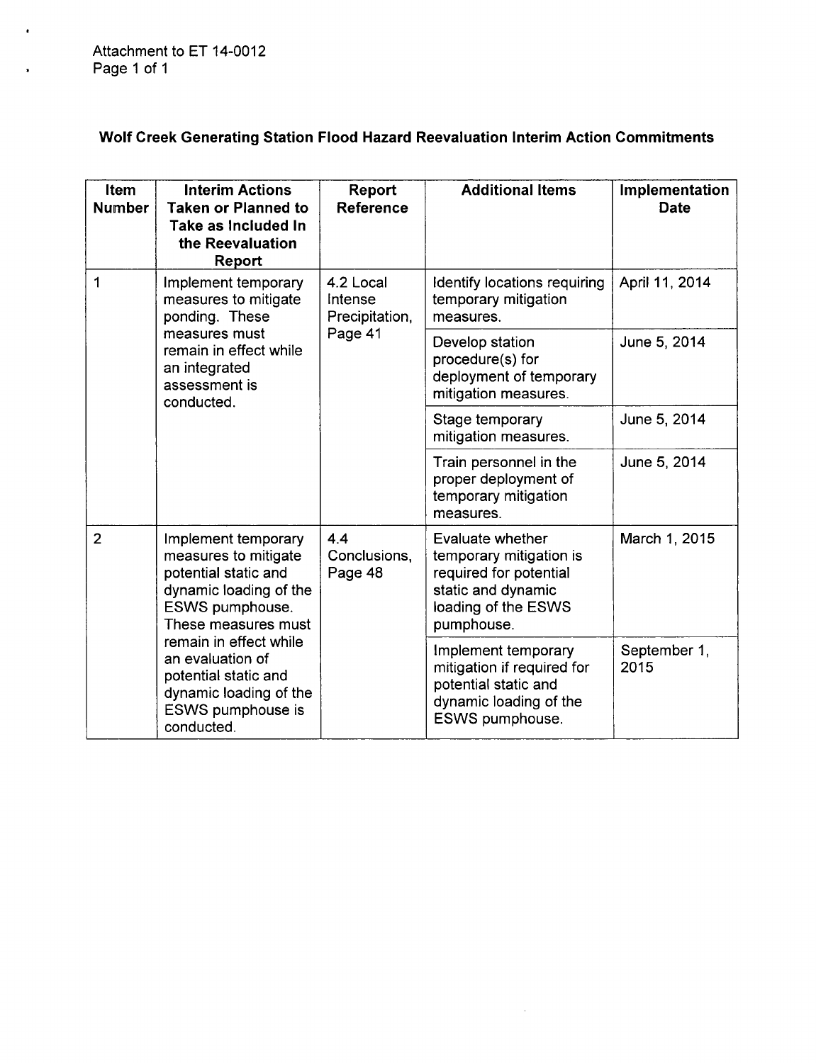Attachment to ET 14-0012

## Wolf Creek Generating Station Flood Hazard Reevaluation Interim Action Commitments

| Item Number | Interim Actions Taken or Planned to Take as Included In the Reevaluation Report | Report Reference | Additional Items | Implementation Date |
|---|---|---|---|---|
| 1 | Implement temporary measures to mitigate ponding. These measures must remain in effect while an integrated assessment is conducted. | 4.2 Local Intense Precipitation, Page 41 | Identify locations requiring temporary mitigation measures. | April 11, 2014 |
| | | | Develop station procedure(s) for deployment of temporary mitigation measures. | June 5, 2014 |
| | | | Stage temporary mitigation measures. | June 5, 2014 |
| | | | Train personnel in the proper deployment of temporary mitigation measures. | June 5, 2014 |
| 2 | Implement temporary measures to mitigate potential static and dynamic loading of the ESWS pumphouse. These measures must remain in effect while an evaluation of potential static and dynamic loading of the ESWS pumphouse is conducted. | 4.4 Conclusions, Page 48 | Evaluate whether temporary mitigation is required for potential static and dynamic loading of the ESWS pumphouse. | March 1, 2015 |
| | | | Implement temporary mitigation if required for potential static and dynamic loading of the ESWS pumphouse. | September 1, 2015 |